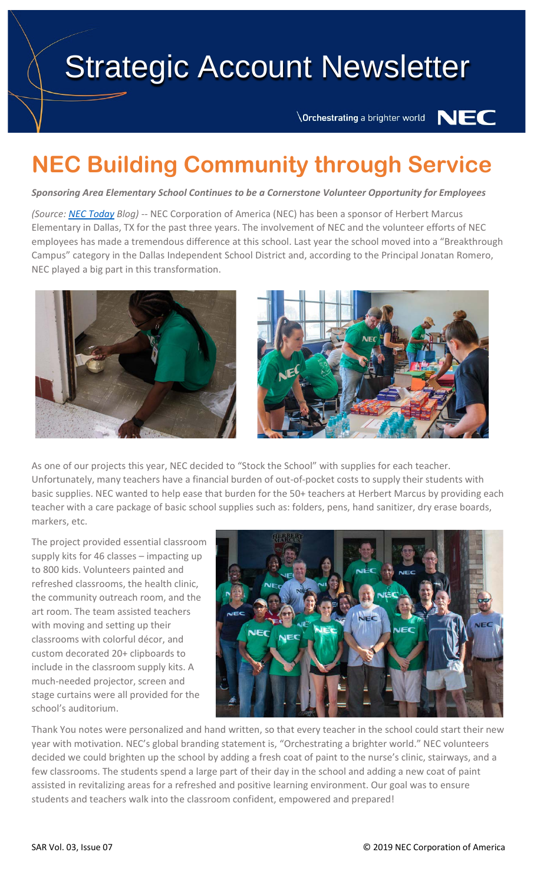# Strategic Account Newsletter

\Orchestrating a brighter world NEC

## NEC Building Community through Service

***Sponsoring Area Elementary School Continues to be a Cornerstone Volunteer Opportunity for Employees***

*(Source: NEC Today Blog)* -- NEC Corporation of America (NEC) has been a sponsor of Herbert Marcus Elementary in Dallas, TX for the past three years. The involvement of NEC and the volunteer efforts of NEC employees has made a tremendous difference at this school. Last year the school moved into a "Breakthrough Campus" category in the Dallas Independent School District and, according to the Principal Jonatan Romero, NEC played a big part in this transformation.

As one of our projects this year, NEC decided to "Stock the School" with supplies for each teacher. Unfortunately, many teachers have a financial burden of out-of-pocket costs to supply their students with basic supplies. NEC wanted to help ease that burden for the 50+ teachers at Herbert Marcus by providing each teacher with a care package of basic school supplies such as: folders, pens, hand sanitizer, dry erase boards, markers, etc.

The project provided essential classroom supply kits for 46 classes – impacting up to 800 kids. Volunteers painted and refreshed classrooms, the health clinic, the community outreach room, and the art room. The team assisted teachers with moving and setting up their classrooms with colorful décor, and custom decorated 20+ clipboards to include in the classroom supply kits. A much-needed projector, screen and stage curtains were all provided for the school's auditorium.

Thank You notes were personalized and hand written, so that every teacher in the school could start their new year with motivation. NEC's global branding statement is, "Orchestrating a brighter world." NEC volunteers decided we could brighten up the school by adding a fresh coat of paint to the nurse's clinic, stairways, and a few classrooms. The students spend a large part of their day in the school and adding a new coat of paint assisted in revitalizing areas for a refreshed and positive learning environment. Our goal was to ensure students and teachers walk into the classroom confident, empowered and prepared!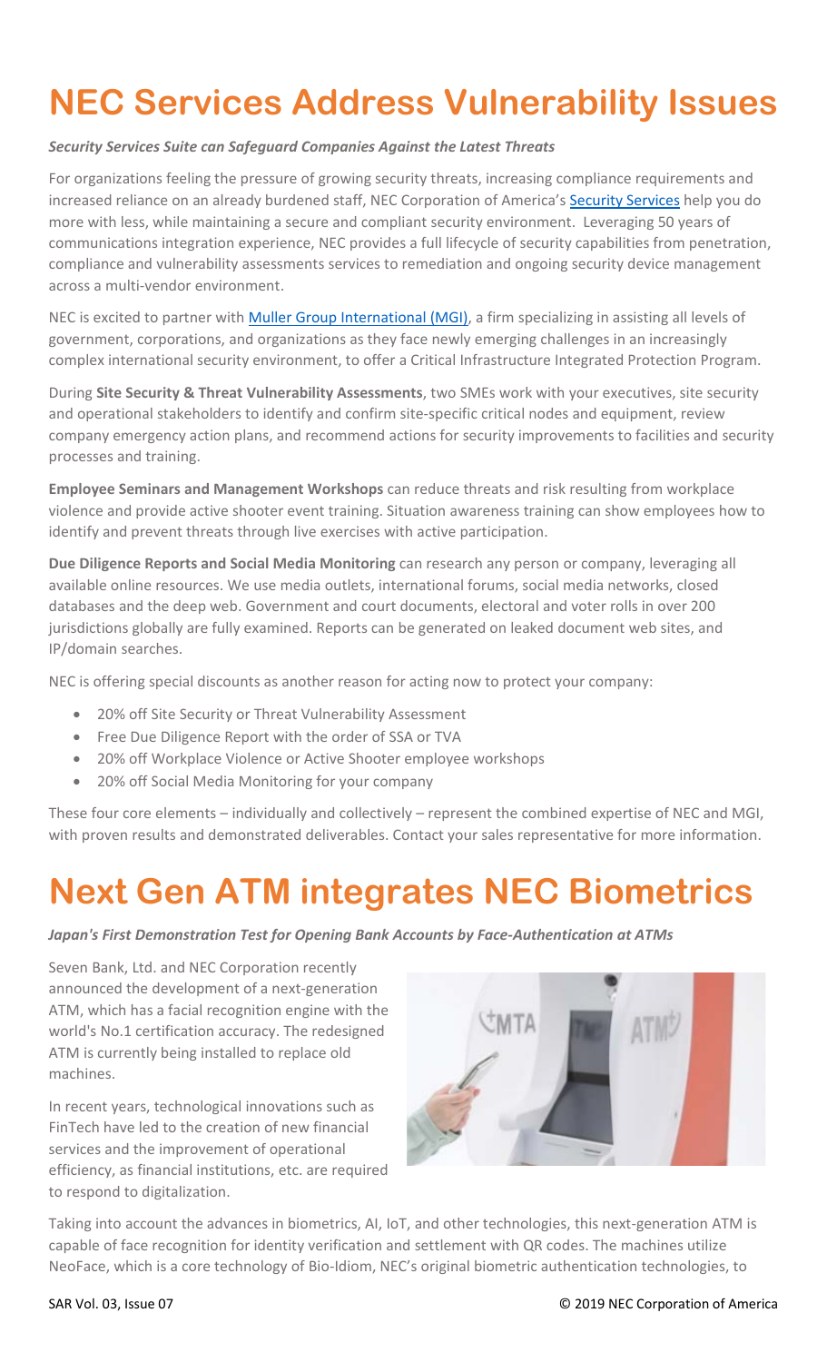# NEC Services Address Vulnerability Issues

***Security Services Suite can Safeguard Companies Against the Latest Threats***

For organizations feeling the pressure of growing security threats, increasing compliance requirements and increased reliance on an already burdened staff, NEC Corporation of America's Security Services help you do more with less, while maintaining a secure and compliant security environment. Leveraging 50 years of communications integration experience, NEC provides a full lifecycle of security capabilities from penetration, compliance and vulnerability assessments services to remediation and ongoing security device management across a multi-vendor environment.

NEC is excited to partner with Muller Group International (MGI), a firm specializing in assisting all levels of government, corporations, and organizations as they face newly emerging challenges in an increasingly complex international security environment, to offer a Critical Infrastructure Integrated Protection Program.

During **Site Security & Threat Vulnerability Assessments**, two SMEs work with your executives, site security and operational stakeholders to identify and confirm site-specific critical nodes and equipment, review company emergency action plans, and recommend actions for security improvements to facilities and security processes and training.

**Employee Seminars and Management Workshops** can reduce threats and risk resulting from workplace violence and provide active shooter event training. Situation awareness training can show employees how to identify and prevent threats through live exercises with active participation.

**Due Diligence Reports and Social Media Monitoring** can research any person or company, leveraging all available online resources. We use media outlets, international forums, social media networks, closed databases and the deep web. Government and court documents, electoral and voter rolls in over 200 jurisdictions globally are fully examined. Reports can be generated on leaked document web sites, and IP/domain searches.

NEC is offering special discounts as another reason for acting now to protect your company:

- 20% off Site Security or Threat Vulnerability Assessment
- Free Due Diligence Report with the order of SSA or TVA
- 20% off Workplace Violence or Active Shooter employee workshops
- 20% off Social Media Monitoring for your company

These four core elements – individually and collectively – represent the combined expertise of NEC and MGI, with proven results and demonstrated deliverables. Contact your sales representative for more information.

# Next Gen ATM integrates NEC Biometrics

***Japan's First Demonstration Test for Opening Bank Accounts by Face-Authentication at ATMs***

Seven Bank, Ltd. and NEC Corporation recently announced the development of a next-generation ATM, which has a facial recognition engine with the world's No.1 certification accuracy. The redesigned ATM is currently being installed to replace old machines.

In recent years, technological innovations such as FinTech have led to the creation of new financial services and the improvement of operational efficiency, as financial institutions, etc. are required to respond to digitalization.

Taking into account the advances in biometrics, AI, IoT, and other technologies, this next-generation ATM is capable of face recognition for identity verification and settlement with QR codes. The machines utilize NeoFace, which is a core technology of Bio-Idiom, NEC's original biometric authentication technologies, to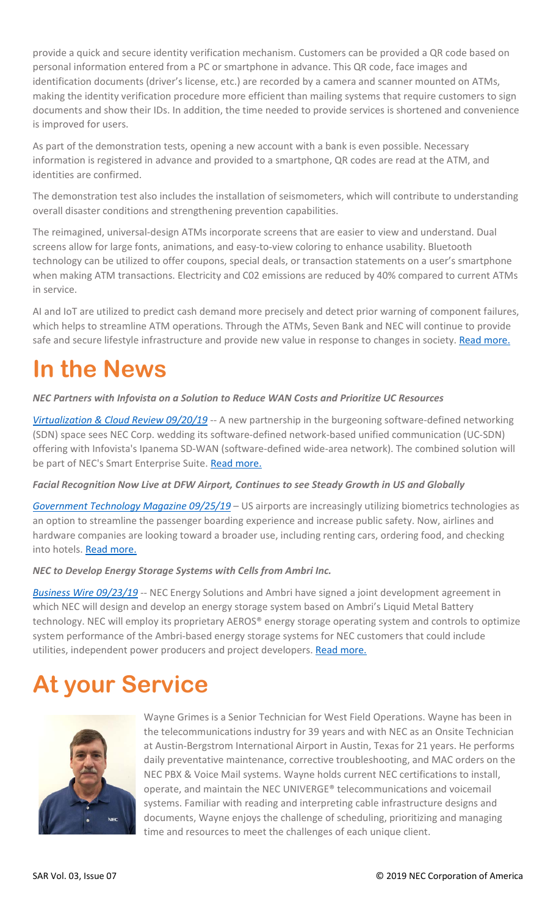provide a quick and secure identity verification mechanism. Customers can be provided a QR code based on personal information entered from a PC or smartphone in advance. This QR code, face images and identification documents (driver's license, etc.) are recorded by a camera and scanner mounted on ATMs, making the identity verification procedure more efficient than mailing systems that require customers to sign documents and show their IDs. In addition, the time needed to provide services is shortened and convenience is improved for users.

As part of the demonstration tests, opening a new account with a bank is even possible. Necessary information is registered in advance and provided to a smartphone, QR codes are read at the ATM, and identities are confirmed.

The demonstration test also includes the installation of seismometers, which will contribute to understanding overall disaster conditions and strengthening prevention capabilities.

The reimagined, universal-design ATMs incorporate screens that are easier to view and understand. Dual screens allow for large fonts, animations, and easy-to-view coloring to enhance usability. Bluetooth technology can be utilized to offer coupons, special deals, or transaction statements on a user's smartphone when making ATM transactions. Electricity and C02 emissions are reduced by 40% compared to current ATMs in service.

AI and IoT are utilized to predict cash demand more precisely and detect prior warning of component failures, which helps to streamline ATM operations. Through the ATMs, Seven Bank and NEC will continue to provide safe and secure lifestyle infrastructure and provide new value in response to changes in society. Read more.

# In the News

***NEC Partners with Infovista on a Solution to Reduce WAN Costs and Prioritize UC Resources***

*Virtualization & Cloud Review 09/20/19* -- A new partnership in the burgeoning software-defined networking (SDN) space sees NEC Corp. wedding its software-defined network-based unified communication (UC-SDN) offering with Infovista's Ipanema SD-WAN (software-defined wide-area network). The combined solution will be part of NEC's Smart Enterprise Suite. Read more.

***Facial Recognition Now Live at DFW Airport, Continues to see Steady Growth in US and Globally***

*Government Technology Magazine 09/25/19* – US airports are increasingly utilizing biometrics technologies as an option to streamline the passenger boarding experience and increase public safety. Now, airlines and hardware companies are looking toward a broader use, including renting cars, ordering food, and checking into hotels. Read more.

***NEC to Develop Energy Storage Systems with Cells from Ambri Inc.***

*Business Wire 09/23/19* -- NEC Energy Solutions and Ambri have signed a joint development agreement in which NEC will design and develop an energy storage system based on Ambri's Liquid Metal Battery technology. NEC will employ its proprietary AEROS® energy storage operating system and controls to optimize system performance of the Ambri-based energy storage systems for NEC customers that could include utilities, independent power producers and project developers. Read more.

# At your Service

Wayne Grimes is a Senior Technician for West Field Operations. Wayne has been in the telecommunications industry for 39 years and with NEC as an Onsite Technician at Austin-Bergstrom International Airport in Austin, Texas for 21 years. He performs daily preventative maintenance, corrective troubleshooting, and MAC orders on the NEC PBX & Voice Mail systems. Wayne holds current NEC certifications to install, operate, and maintain the NEC UNIVERGE® telecommunications and voicemail systems. Familiar with reading and interpreting cable infrastructure designs and documents, Wayne enjoys the challenge of scheduling, prioritizing and managing time and resources to meet the challenges of each unique client.